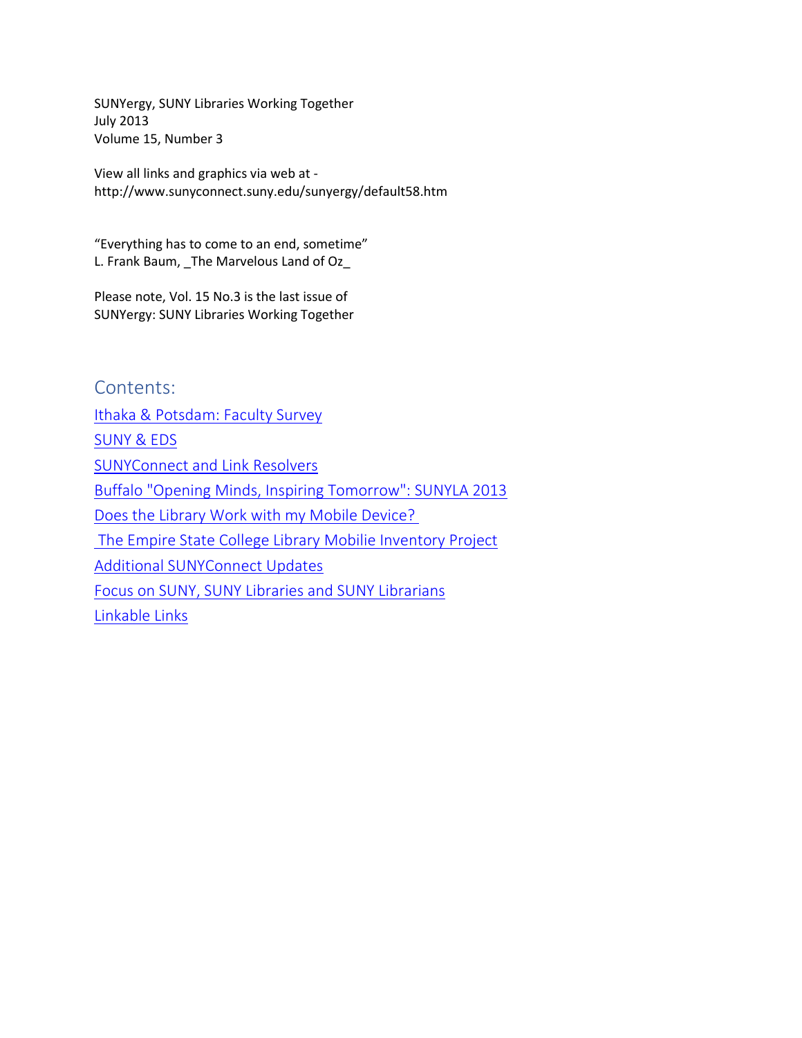SUNYergy, SUNY Libraries Working Together
July 2013
Volume 15, Number 3

View all links and graphics via web at -
http://www.sunyconnect.suny.edu/sunyergy/default58.htm

“Everything has to come to an end, sometime”
L. Frank Baum, _The Marvelous Land of Oz_

Please note, Vol. 15 No.3 is the last issue of
SUNYergy: SUNY Libraries Working Together

## Contents:

- Ithaka & Potsdam: Faculty Survey
- SUNY & EDS
- SUNYConnect and Link Resolvers
- Buffalo "Opening Minds, Inspiring Tomorrow": SUNYLA 2013
- Does the Library Work with my Mobile Device?
- The Empire State College Library Mobilie Inventory Project
- Additional SUNYConnect Updates
- Focus on SUNY, SUNY Libraries and SUNY Librarians
- Linkable Links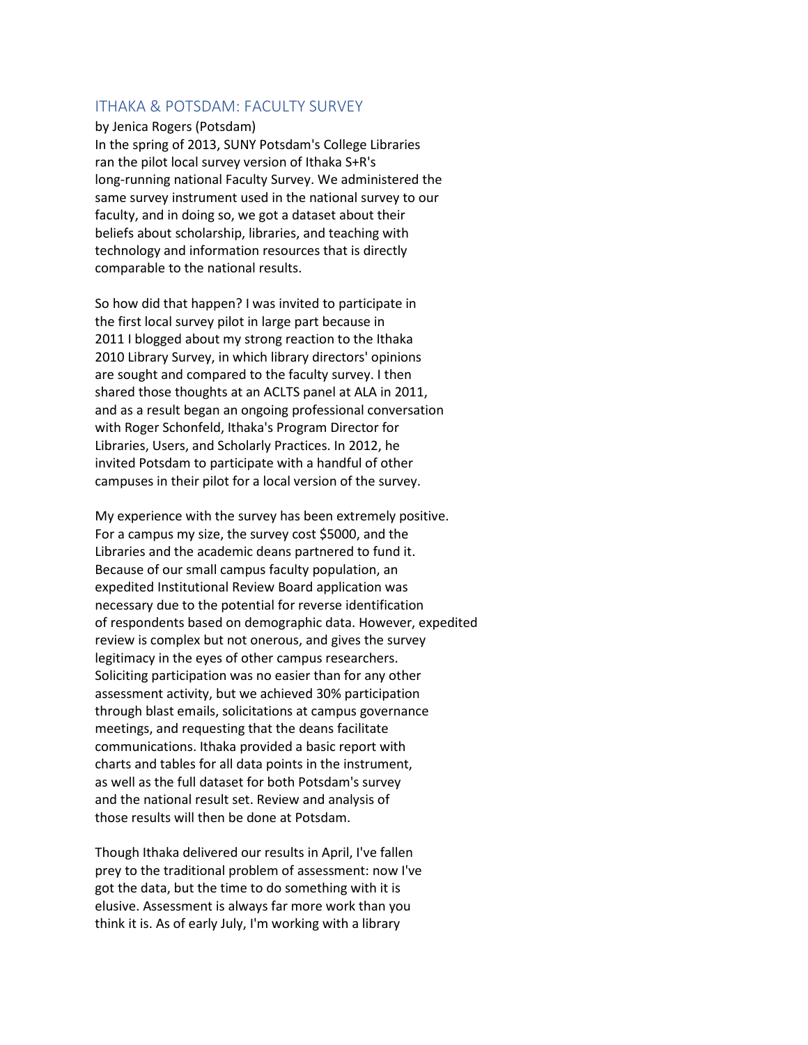## ITHAKA & POTSDAM: FACULTY SURVEY

by Jenica Rogers (Potsdam)

In the spring of 2013, SUNY Potsdam's College Libraries ran the pilot local survey version of Ithaka S+R's long-running national Faculty Survey. We administered the same survey instrument used in the national survey to our faculty, and in doing so, we got a dataset about their beliefs about scholarship, libraries, and teaching with technology and information resources that is directly comparable to the national results.

So how did that happen? I was invited to participate in the first local survey pilot in large part because in 2011 I blogged about my strong reaction to the Ithaka 2010 Library Survey, in which library directors' opinions are sought and compared to the faculty survey. I then shared those thoughts at an ACLTS panel at ALA in 2011, and as a result began an ongoing professional conversation with Roger Schonfeld, Ithaka's Program Director for Libraries, Users, and Scholarly Practices. In 2012, he invited Potsdam to participate with a handful of other campuses in their pilot for a local version of the survey.

My experience with the survey has been extremely positive. For a campus my size, the survey cost $5000, and the Libraries and the academic deans partnered to fund it. Because of our small campus faculty population, an expedited Institutional Review Board application was necessary due to the potential for reverse identification of respondents based on demographic data. However, expedited review is complex but not onerous, and gives the survey legitimacy in the eyes of other campus researchers. Soliciting participation was no easier than for any other assessment activity, but we achieved 30% participation through blast emails, solicitations at campus governance meetings, and requesting that the deans facilitate communications. Ithaka provided a basic report with charts and tables for all data points in the instrument, as well as the full dataset for both Potsdam's survey and the national result set. Review and analysis of those results will then be done at Potsdam.

Though Ithaka delivered our results in April, I've fallen prey to the traditional problem of assessment: now I've got the data, but the time to do something with it is elusive. Assessment is always far more work than you think it is. As of early July, I'm working with a library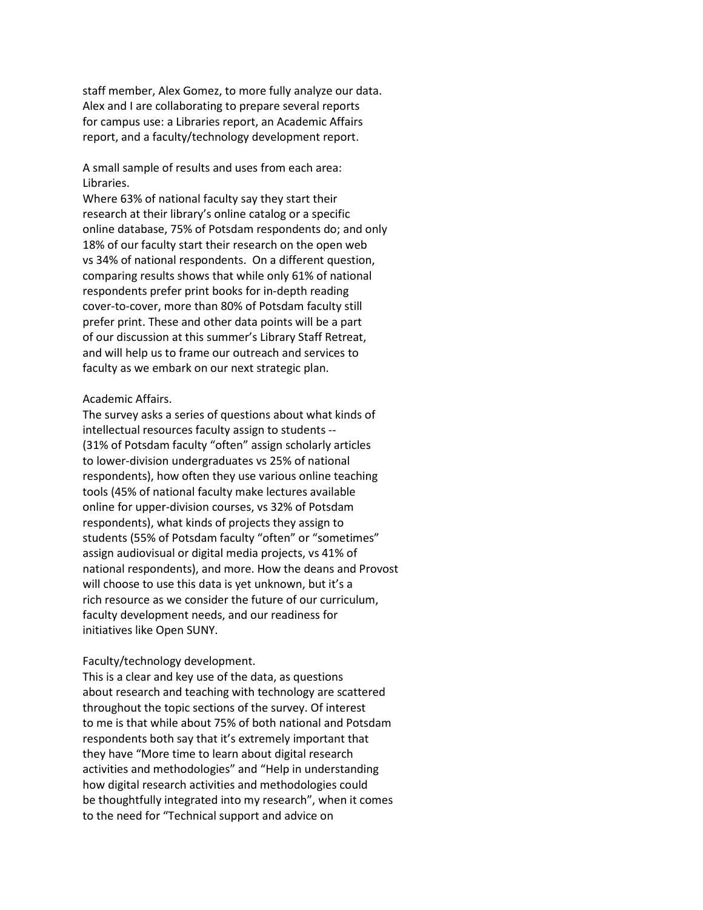staff member, Alex Gomez, to more fully analyze our data. Alex and I are collaborating to prepare several reports for campus use: a Libraries report, an Academic Affairs report, and a faculty/technology development report.

A small sample of results and uses from each area:

Libraries.

Where 63% of national faculty say they start their research at their library's online catalog or a specific online database, 75% of Potsdam respondents do; and only 18% of our faculty start their research on the open web vs 34% of national respondents. On a different question, comparing results shows that while only 61% of national respondents prefer print books for in-depth reading cover-to-cover, more than 80% of Potsdam faculty still prefer print. These and other data points will be a part of our discussion at this summer's Library Staff Retreat, and will help us to frame our outreach and services to faculty as we embark on our next strategic plan.

Academic Affairs.

The survey asks a series of questions about what kinds of intellectual resources faculty assign to students -- (31% of Potsdam faculty "often" assign scholarly articles to lower-division undergraduates vs 25% of national respondents), how often they use various online teaching tools (45% of national faculty make lectures available online for upper-division courses, vs 32% of Potsdam respondents), what kinds of projects they assign to students (55% of Potsdam faculty "often" or "sometimes" assign audiovisual or digital media projects, vs 41% of national respondents), and more. How the deans and Provost will choose to use this data is yet unknown, but it's a rich resource as we consider the future of our curriculum, faculty development needs, and our readiness for initiatives like Open SUNY.

Faculty/technology development.

This is a clear and key use of the data, as questions about research and teaching with technology are scattered throughout the topic sections of the survey. Of interest to me is that while about 75% of both national and Potsdam respondents both say that it's extremely important that they have "More time to learn about digital research activities and methodologies" and "Help in understanding how digital research activities and methodologies could be thoughtfully integrated into my research", when it comes to the need for "Technical support and advice on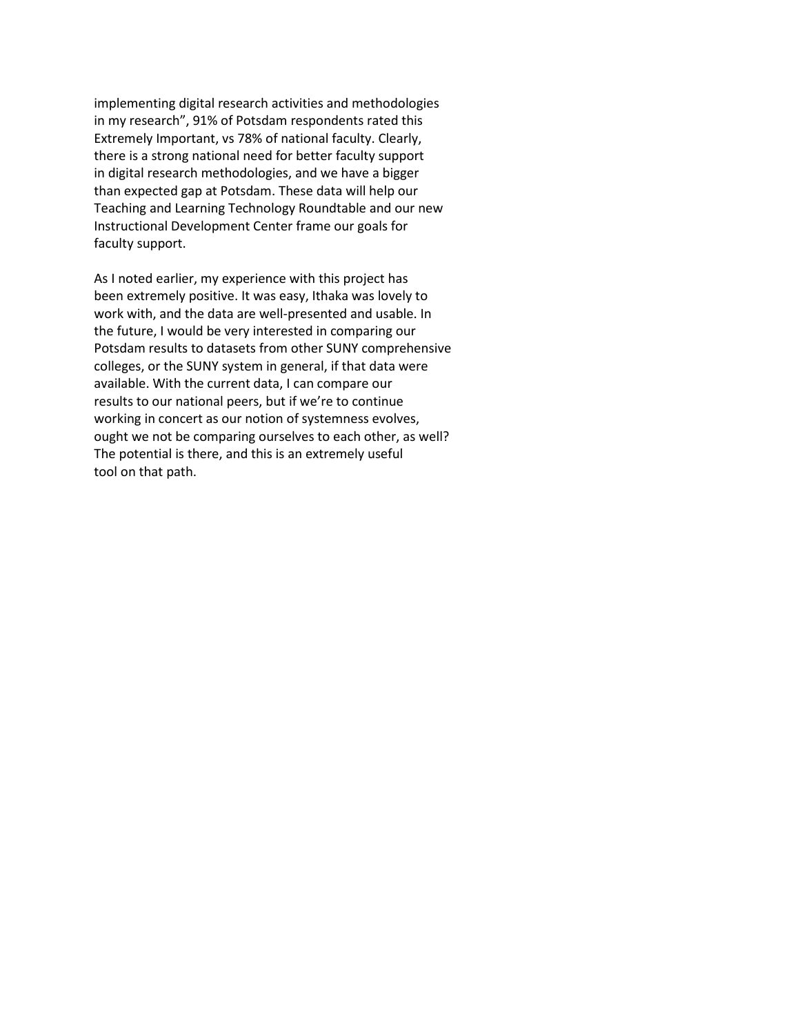implementing digital research activities and methodologies in my research", 91% of Potsdam respondents rated this Extremely Important, vs 78% of national faculty. Clearly, there is a strong national need for better faculty support in digital research methodologies, and we have a bigger than expected gap at Potsdam. These data will help our Teaching and Learning Technology Roundtable and our new Instructional Development Center frame our goals for faculty support.

As I noted earlier, my experience with this project has been extremely positive. It was easy, Ithaka was lovely to work with, and the data are well-presented and usable. In the future, I would be very interested in comparing our Potsdam results to datasets from other SUNY comprehensive colleges, or the SUNY system in general, if that data were available. With the current data, I can compare our results to our national peers, but if we're to continue working in concert as our notion of systemness evolves, ought we not be comparing ourselves to each other, as well? The potential is there, and this is an extremely useful tool on that path.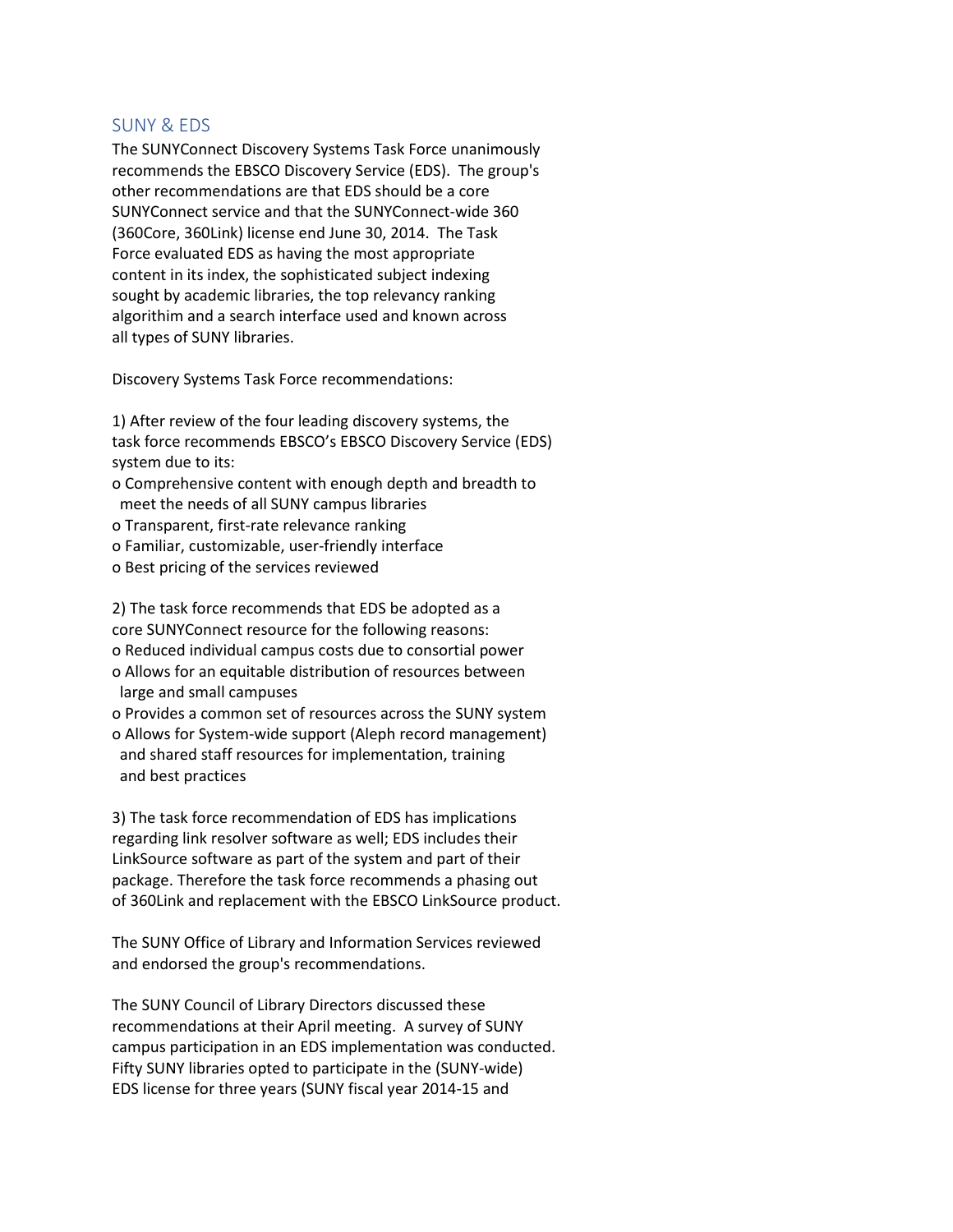## SUNY & EDS

The SUNYConnect Discovery Systems Task Force unanimously recommends the EBSCO Discovery Service (EDS). The group's other recommendations are that EDS should be a core SUNYConnect service and that the SUNYConnect-wide 360 (360Core, 360Link) license end June 30, 2014. The Task Force evaluated EDS as having the most appropriate content in its index, the sophisticated subject indexing sought by academic libraries, the top relevancy ranking algorithim and a search interface used and known across all types of SUNY libraries.

Discovery Systems Task Force recommendations:

1) After review of the four leading discovery systems, the task force recommends EBSCO's EBSCO Discovery Service (EDS) system due to its:

- Comprehensive content with enough depth and breadth to meet the needs of all SUNY campus libraries
- Transparent, first-rate relevance ranking
- Familiar, customizable, user-friendly interface
- Best pricing of the services reviewed

2) The task force recommends that EDS be adopted as a core SUNYConnect resource for the following reasons:

- Reduced individual campus costs due to consortial power
- Allows for an equitable distribution of resources between large and small campuses
- Provides a common set of resources across the SUNY system
- Allows for System-wide support (Aleph record management) and shared staff resources for implementation, training and best practices

3) The task force recommendation of EDS has implications regarding link resolver software as well; EDS includes their LinkSource software as part of the system and part of their package. Therefore the task force recommends a phasing out of 360Link and replacement with the EBSCO LinkSource product.

The SUNY Office of Library and Information Services reviewed and endorsed the group's recommendations.

The SUNY Council of Library Directors discussed these recommendations at their April meeting. A survey of SUNY campus participation in an EDS implementation was conducted. Fifty SUNY libraries opted to participate in the (SUNY-wide) EDS license for three years (SUNY fiscal year 2014-15 and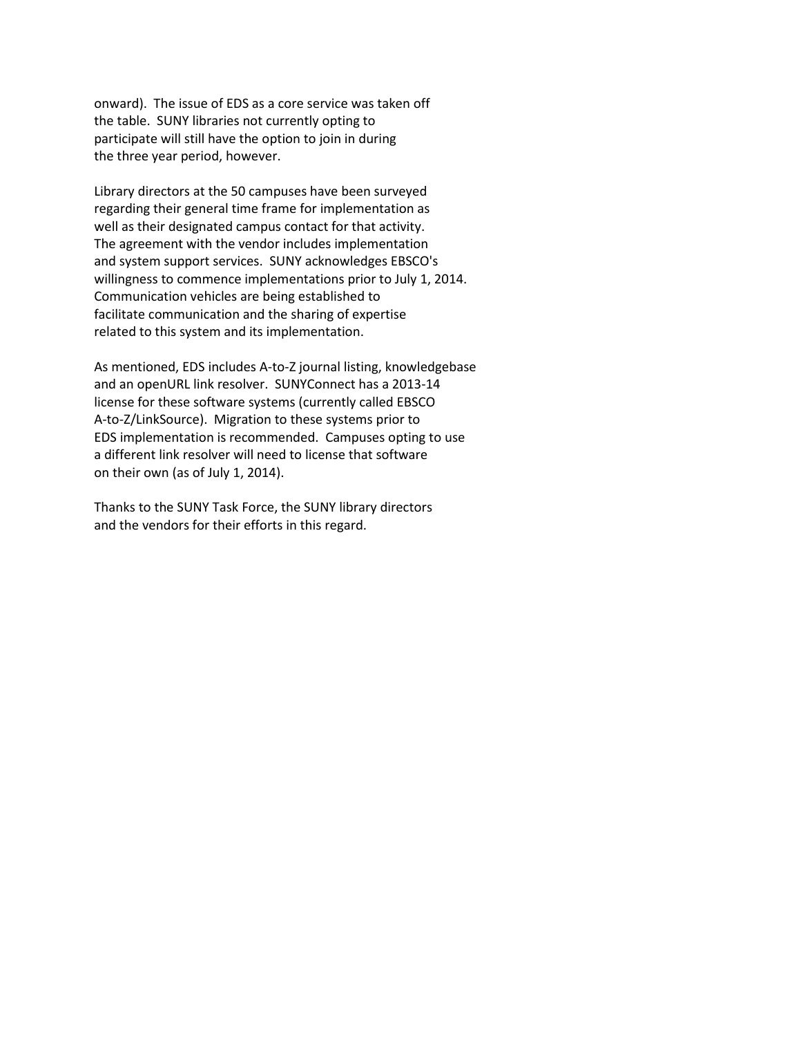onward). The issue of EDS as a core service was taken off the table. SUNY libraries not currently opting to participate will still have the option to join in during the three year period, however.

Library directors at the 50 campuses have been surveyed regarding their general time frame for implementation as well as their designated campus contact for that activity. The agreement with the vendor includes implementation and system support services. SUNY acknowledges EBSCO's willingness to commence implementations prior to July 1, 2014. Communication vehicles are being established to facilitate communication and the sharing of expertise related to this system and its implementation.

As mentioned, EDS includes A-to-Z journal listing, knowledgebase and an openURL link resolver. SUNYConnect has a 2013-14 license for these software systems (currently called EBSCO A-to-Z/LinkSource). Migration to these systems prior to EDS implementation is recommended. Campuses opting to use a different link resolver will need to license that software on their own (as of July 1, 2014).

Thanks to the SUNY Task Force, the SUNY library directors and the vendors for their efforts in this regard.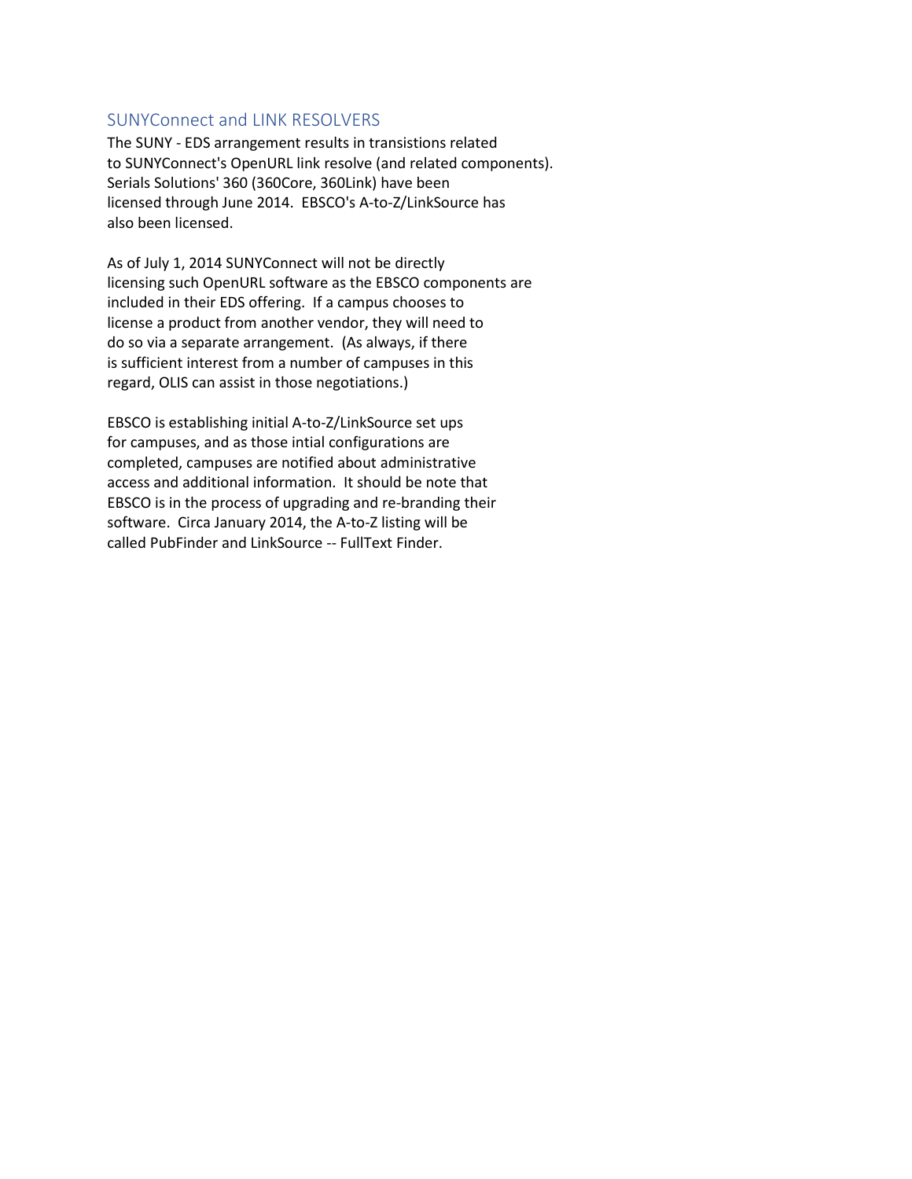## SUNYConnect and LINK RESOLVERS

The SUNY - EDS arrangement results in transistions related to SUNYConnect's OpenURL link resolve (and related components). Serials Solutions' 360 (360Core, 360Link) have been licensed through June 2014. EBSCO's A-to-Z/LinkSource has also been licensed.

As of July 1, 2014 SUNYConnect will not be directly licensing such OpenURL software as the EBSCO components are included in their EDS offering. If a campus chooses to license a product from another vendor, they will need to do so via a separate arrangement. (As always, if there is sufficient interest from a number of campuses in this regard, OLIS can assist in those negotiations.)

EBSCO is establishing initial A-to-Z/LinkSource set ups for campuses, and as those intial configurations are completed, campuses are notified about administrative access and additional information. It should be note that EBSCO is in the process of upgrading and re-branding their software. Circa January 2014, the A-to-Z listing will be called PubFinder and LinkSource -- FullText Finder.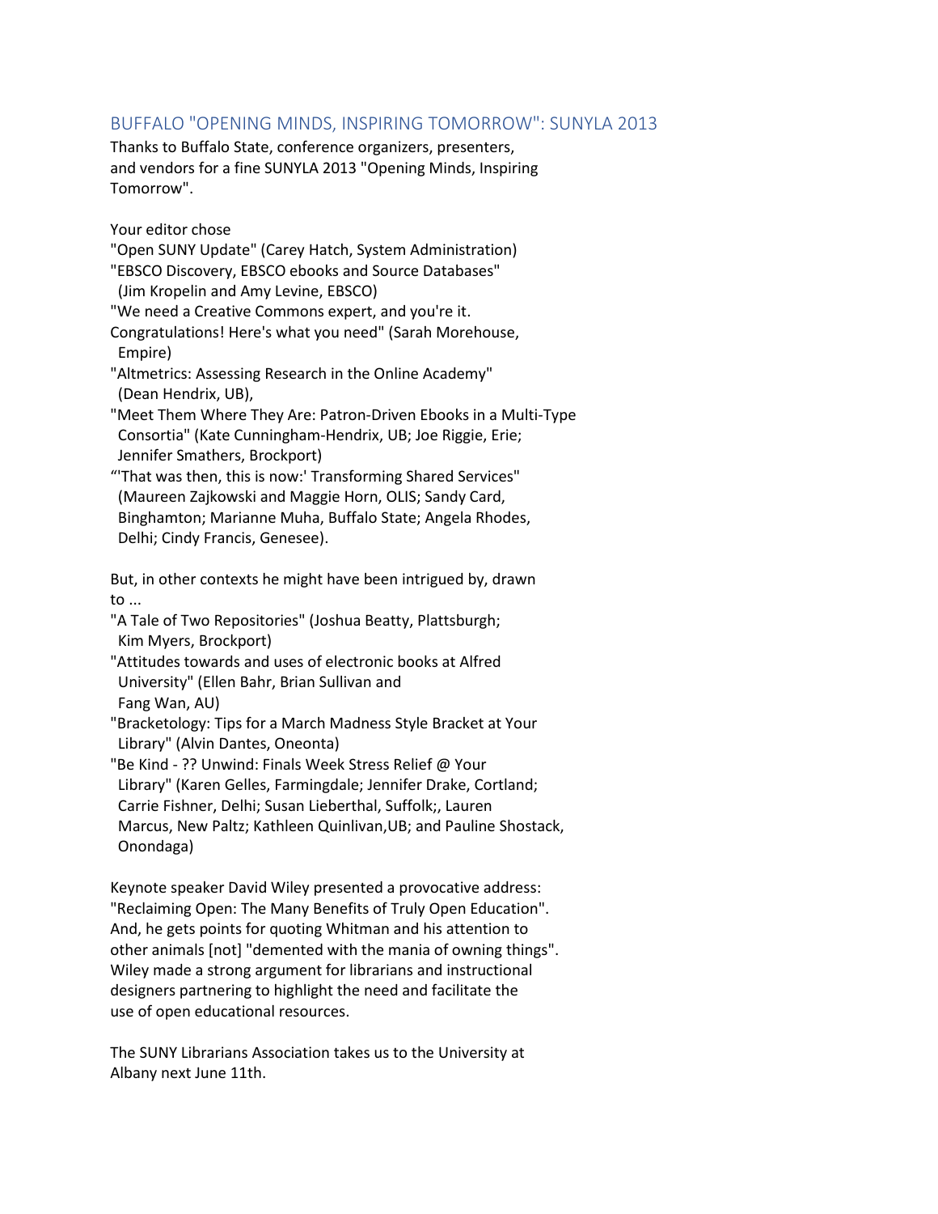## BUFFALO "OPENING MINDS, INSPIRING TOMORROW": SUNYLA 2013

Thanks to Buffalo State, conference organizers, presenters, and vendors for a fine SUNYLA 2013 "Opening Minds, Inspiring Tomorrow".

Your editor chose

"Open SUNY Update" (Carey Hatch, System Administration)
"EBSCO Discovery, EBSCO ebooks and Source Databases" (Jim Kropelin and Amy Levine, EBSCO)
"We need a Creative Commons expert, and you're it. Congratulations! Here's what you need" (Sarah Morehouse, Empire)
"Altmetrics: Assessing Research in the Online Academy" (Dean Hendrix, UB),
"Meet Them Where They Are: Patron-Driven Ebooks in a Multi-Type Consortia" (Kate Cunningham-Hendrix, UB; Joe Riggie, Erie; Jennifer Smathers, Brockport)
"'That was then, this is now:' Transforming Shared Services" (Maureen Zajkowski and Maggie Horn, OLIS; Sandy Card, Binghamton; Marianne Muha, Buffalo State; Angela Rhodes, Delhi; Cindy Francis, Genesee).

But, in other contexts he might have been intrigued by, drawn to ...

"A Tale of Two Repositories" (Joshua Beatty, Plattsburgh; Kim Myers, Brockport)
"Attitudes towards and uses of electronic books at Alfred University" (Ellen Bahr, Brian Sullivan and Fang Wan, AU)
"Bracketology: Tips for a March Madness Style Bracket at Your Library" (Alvin Dantes, Oneonta)
"Be Kind - ?? Unwind: Finals Week Stress Relief @ Your Library" (Karen Gelles, Farmingdale; Jennifer Drake, Cortland; Carrie Fishner, Delhi; Susan Lieberthal, Suffolk;, Lauren Marcus, New Paltz; Kathleen Quinlivan,UB; and Pauline Shostack, Onondaga)

Keynote speaker David Wiley presented a provocative address: "Reclaiming Open: The Many Benefits of Truly Open Education". And, he gets points for quoting Whitman and his attention to other animals [not] "demented with the mania of owning things". Wiley made a strong argument for librarians and instructional designers partnering to highlight the need and facilitate the use of open educational resources.

The SUNY Librarians Association takes us to the University at Albany next June 11th.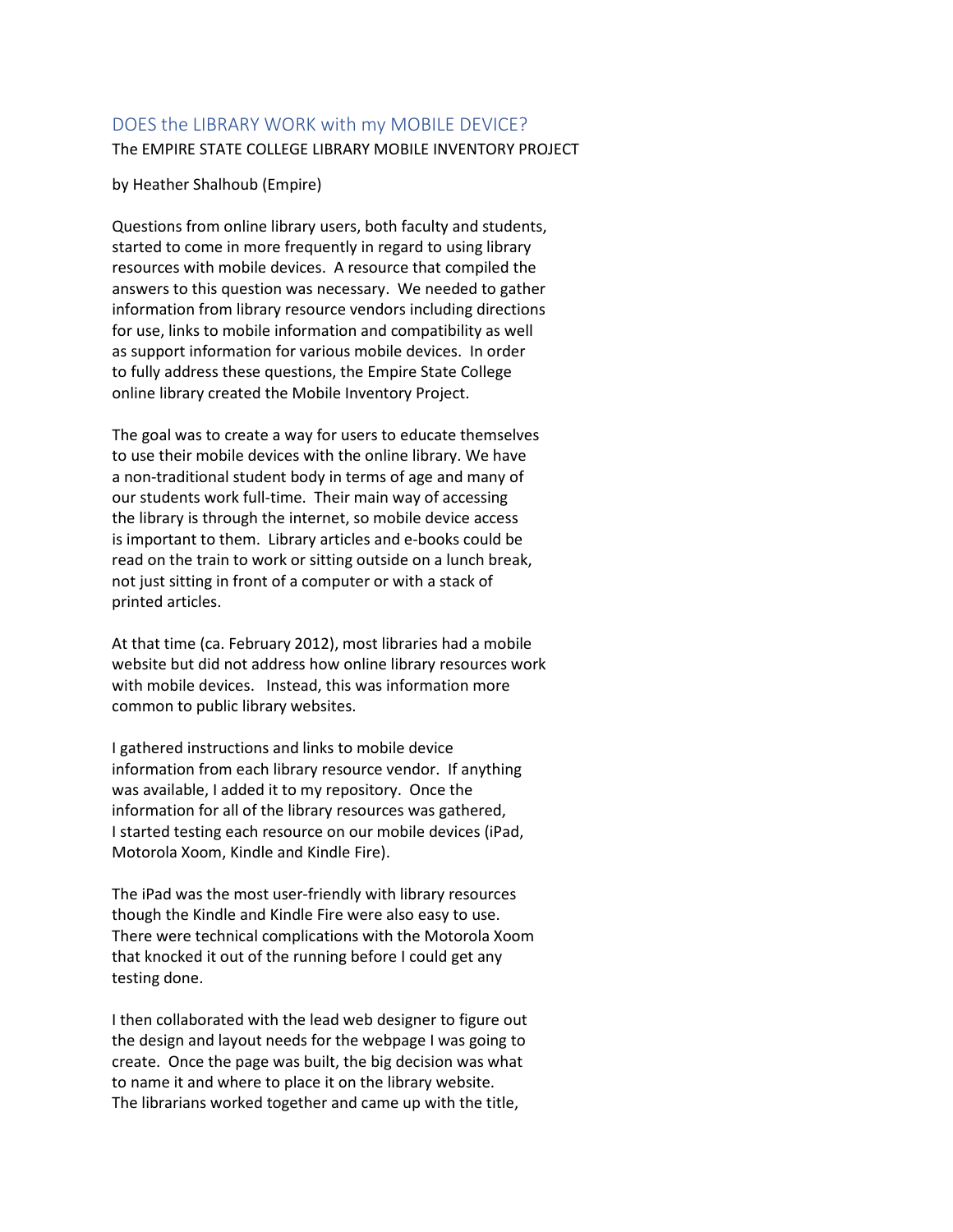## DOES the LIBRARY WORK with my MOBILE DEVICE?

The EMPIRE STATE COLLEGE LIBRARY MOBILE INVENTORY PROJECT

by Heather Shalhoub (Empire)

Questions from online library users, both faculty and students, started to come in more frequently in regard to using library resources with mobile devices. A resource that compiled the answers to this question was necessary. We needed to gather information from library resource vendors including directions for use, links to mobile information and compatibility as well as support information for various mobile devices. In order to fully address these questions, the Empire State College online library created the Mobile Inventory Project.

The goal was to create a way for users to educate themselves to use their mobile devices with the online library. We have a non-traditional student body in terms of age and many of our students work full-time. Their main way of accessing the library is through the internet, so mobile device access is important to them. Library articles and e-books could be read on the train to work or sitting outside on a lunch break, not just sitting in front of a computer or with a stack of printed articles.

At that time (ca. February 2012), most libraries had a mobile website but did not address how online library resources work with mobile devices. Instead, this was information more common to public library websites.

I gathered instructions and links to mobile device information from each library resource vendor. If anything was available, I added it to my repository. Once the information for all of the library resources was gathered, I started testing each resource on our mobile devices (iPad, Motorola Xoom, Kindle and Kindle Fire).

The iPad was the most user-friendly with library resources though the Kindle and Kindle Fire were also easy to use. There were technical complications with the Motorola Xoom that knocked it out of the running before I could get any testing done.

I then collaborated with the lead web designer to figure out the design and layout needs for the webpage I was going to create. Once the page was built, the big decision was what to name it and where to place it on the library website. The librarians worked together and came up with the title,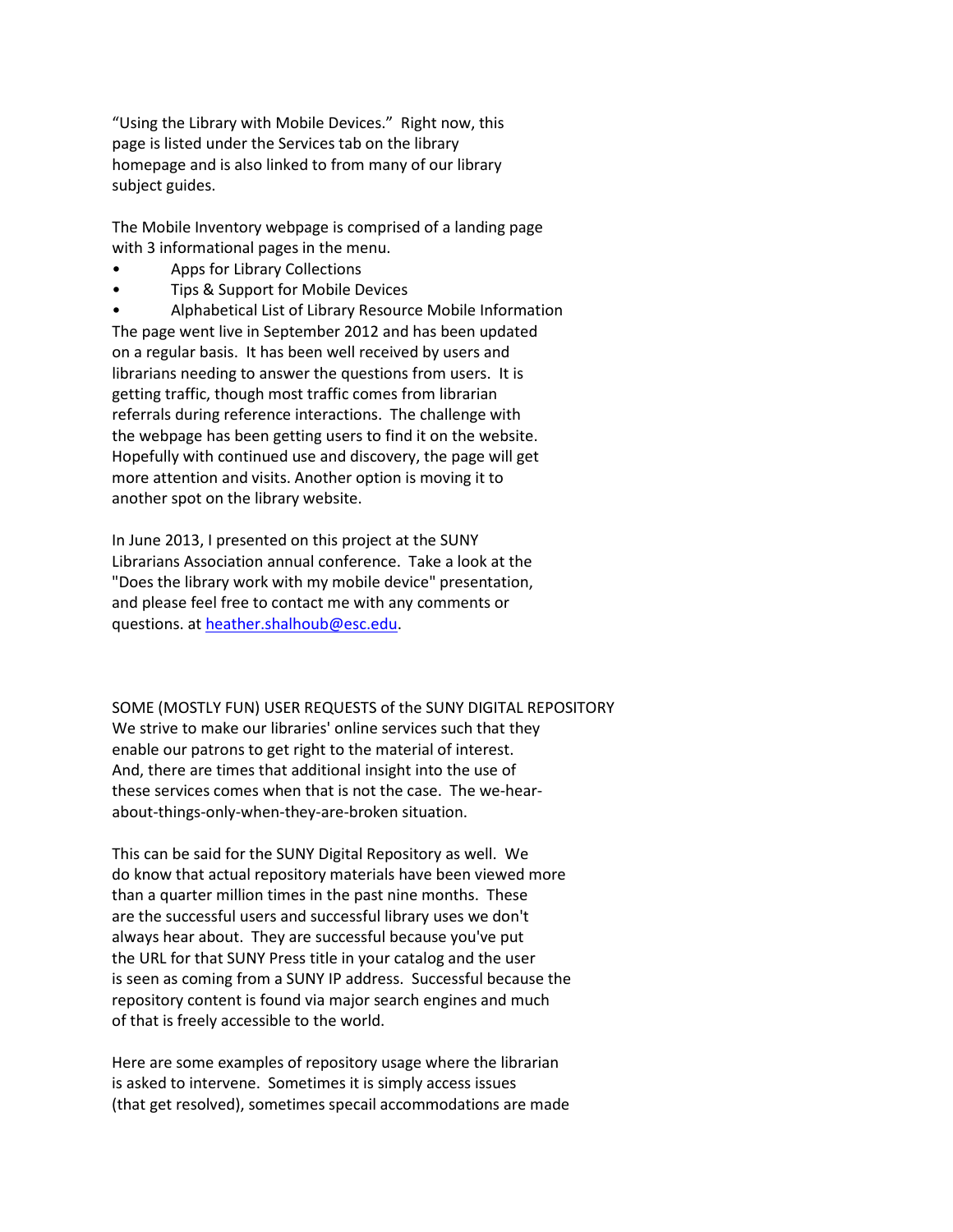"Using the Library with Mobile Devices." Right now, this page is listed under the Services tab on the library homepage and is also linked to from many of our library subject guides.

The Mobile Inventory webpage is comprised of a landing page with 3 informational pages in the menu.

- Apps for Library Collections
- Tips & Support for Mobile Devices
- Alphabetical List of Library Resource Mobile Information

The page went live in September 2012 and has been updated on a regular basis. It has been well received by users and librarians needing to answer the questions from users. It is getting traffic, though most traffic comes from librarian referrals during reference interactions. The challenge with the webpage has been getting users to find it on the website. Hopefully with continued use and discovery, the page will get more attention and visits. Another option is moving it to another spot on the library website.

In June 2013, I presented on this project at the SUNY Librarians Association annual conference. Take a look at the "Does the library work with my mobile device" presentation, and please feel free to contact me with any comments or questions. at heather.shalhoub@esc.edu.

SOME (MOSTLY FUN) USER REQUESTS of the SUNY DIGITAL REPOSITORY

We strive to make our libraries' online services such that they enable our patrons to get right to the material of interest. And, there are times that additional insight into the use of these services comes when that is not the case. The we-hear-about-things-only-when-they-are-broken situation.

This can be said for the SUNY Digital Repository as well. We do know that actual repository materials have been viewed more than a quarter million times in the past nine months. These are the successful users and successful library uses we don't always hear about. They are successful because you've put the URL for that SUNY Press title in your catalog and the user is seen as coming from a SUNY IP address. Successful because the repository content is found via major search engines and much of that is freely accessible to the world.

Here are some examples of repository usage where the librarian is asked to intervene. Sometimes it is simply access issues (that get resolved), sometimes specail accommodations are made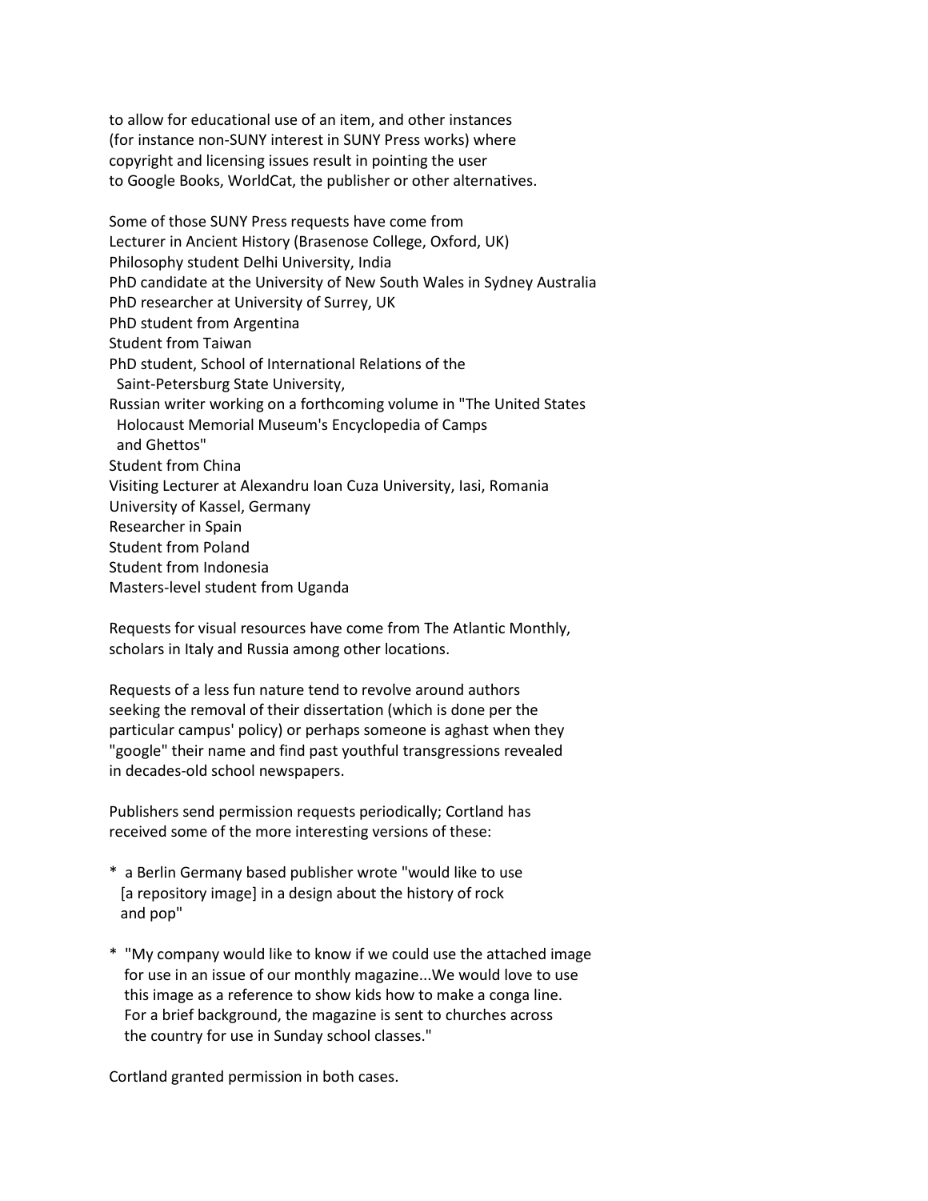to allow for educational use of an item, and other instances (for instance non-SUNY interest in SUNY Press works) where copyright and licensing issues result in pointing the user to Google Books, WorldCat, the publisher or other alternatives.

Some of those SUNY Press requests have come from
Lecturer in Ancient History (Brasenose College, Oxford, UK)
Philosophy student Delhi University, India
PhD candidate at the University of New South Wales in Sydney Australia
PhD researcher at University of Surrey, UK
PhD student from Argentina
Student from Taiwan
PhD student, School of International Relations of the Saint-Petersburg State University,
Russian writer working on a forthcoming volume in "The United States Holocaust Memorial Museum's Encyclopedia of Camps and Ghettos"
Student from China
Visiting Lecturer at Alexandru Ioan Cuza University, Iasi, Romania
University of Kassel, Germany
Researcher in Spain
Student from Poland
Student from Indonesia
Masters-level student from Uganda

Requests for visual resources have come from The Atlantic Monthly, scholars in Italy and Russia among other locations.

Requests of a less fun nature tend to revolve around authors seeking the removal of their dissertation (which is done per the particular campus' policy) or perhaps someone is aghast when they "google" their name and find past youthful transgressions revealed in decades-old school newspapers.

Publishers send permission requests periodically; Cortland has received some of the more interesting versions of these:

* a Berlin Germany based publisher wrote "would like to use [a repository image] in a design about the history of rock and pop"

* "My company would like to know if we could use the attached image for use in an issue of our monthly magazine...We would love to use this image as a reference to show kids how to make a conga line. For a brief background, the magazine is sent to churches across the country for use in Sunday school classes."

Cortland granted permission in both cases.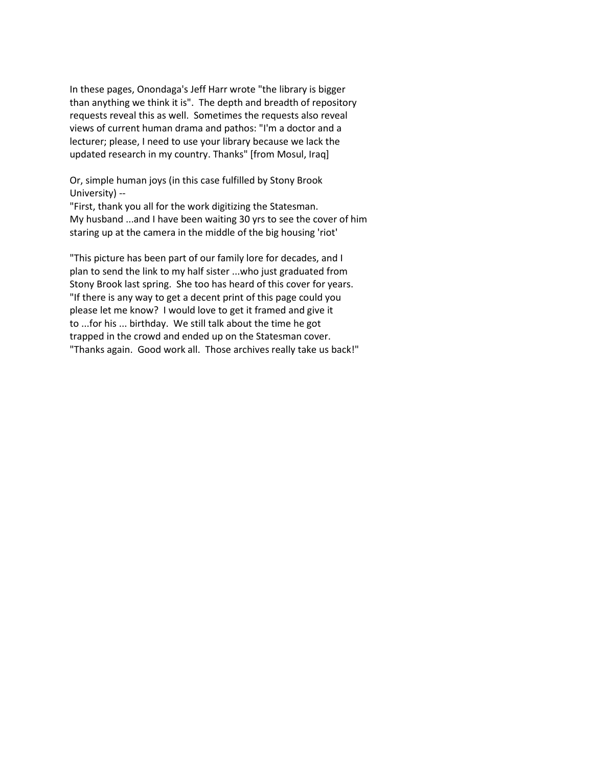In these pages, Onondaga's Jeff Harr wrote "the library is bigger than anything we think it is". The depth and breadth of repository requests reveal this as well. Sometimes the requests also reveal views of current human drama and pathos: "I'm a doctor and a lecturer; please, I need to use your library because we lack the updated research in my country. Thanks" [from Mosul, Iraq]

Or, simple human joys (in this case fulfilled by Stony Brook University) --
"First, thank you all for the work digitizing the Statesman. My husband ...and I have been waiting 30 yrs to see the cover of him staring up at the camera in the middle of the big housing 'riot'

"This picture has been part of our family lore for decades, and I plan to send the link to my half sister ...who just graduated from Stony Brook last spring. She too has heard of this cover for years.
"If there is any way to get a decent print of this page could you please let me know? I would love to get it framed and give it to ...for his ... birthday. We still talk about the time he got trapped in the crowd and ended up on the Statesman cover.
"Thanks again. Good work all. Those archives really take us back!"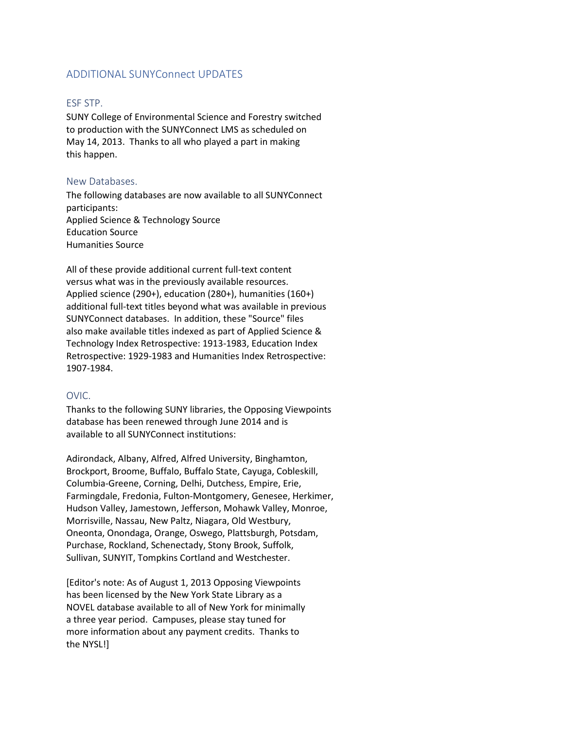## ADDITIONAL SUNYConnect UPDATES

### ESF STP.

SUNY College of Environmental Science and Forestry switched to production with the SUNYConnect LMS as scheduled on May 14, 2013. Thanks to all who played a part in making this happen.

### New Databases.

The following databases are now available to all SUNYConnect participants:
Applied Science & Technology Source
Education Source
Humanities Source

All of these provide additional current full-text content versus what was in the previously available resources. Applied science (290+), education (280+), humanities (160+) additional full-text titles beyond what was available in previous SUNYConnect databases. In addition, these "Source" files also make available titles indexed as part of Applied Science & Technology Index Retrospective: 1913-1983, Education Index Retrospective: 1929-1983 and Humanities Index Retrospective: 1907-1984.

### OVIC.

Thanks to the following SUNY libraries, the Opposing Viewpoints database has been renewed through June 2014 and is available to all SUNYConnect institutions:

Adirondack, Albany, Alfred, Alfred University, Binghamton, Brockport, Broome, Buffalo, Buffalo State, Cayuga, Cobleskill, Columbia-Greene, Corning, Delhi, Dutchess, Empire, Erie, Farmingdale, Fredonia, Fulton-Montgomery, Genesee, Herkimer, Hudson Valley, Jamestown, Jefferson, Mohawk Valley, Monroe, Morrisville, Nassau, New Paltz, Niagara, Old Westbury, Oneonta, Onondaga, Orange, Oswego, Plattsburgh, Potsdam, Purchase, Rockland, Schenectady, Stony Brook, Suffolk, Sullivan, SUNYIT, Tompkins Cortland and Westchester.

[Editor's note: As of August 1, 2013 Opposing Viewpoints has been licensed by the New York State Library as a NOVEL database available to all of New York for minimally a three year period. Campuses, please stay tuned for more information about any payment credits. Thanks to the NYSL!]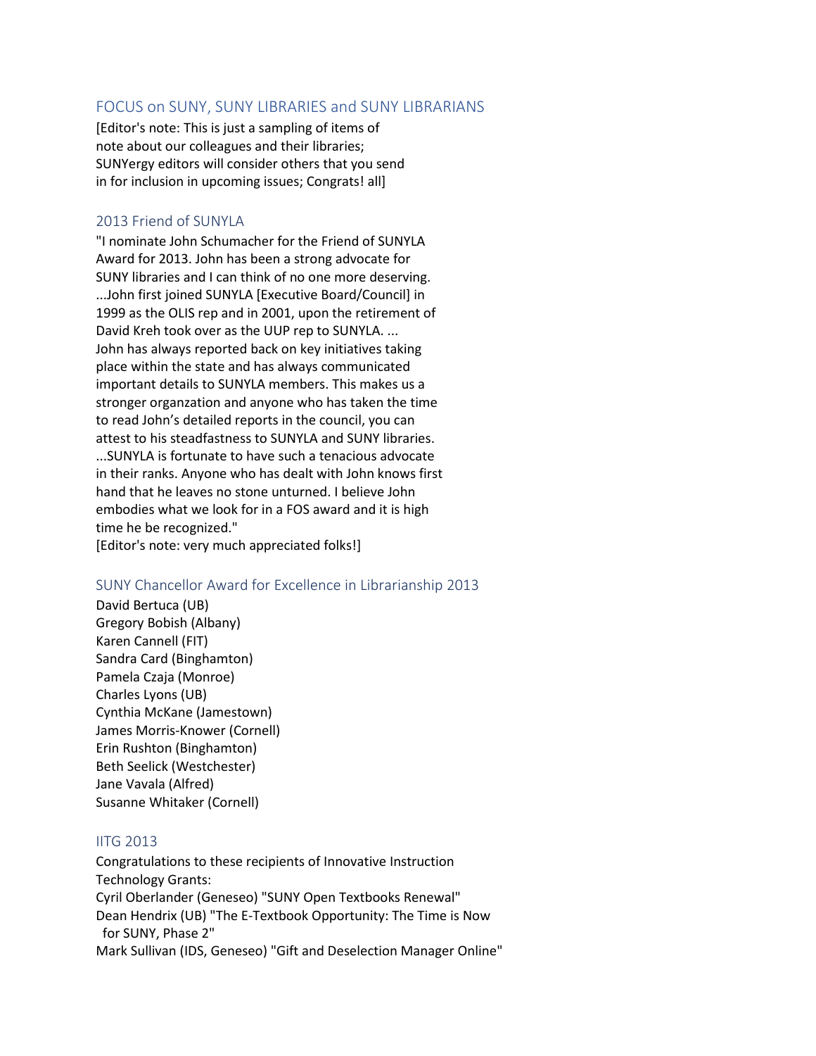## FOCUS on SUNY, SUNY LIBRARIES and SUNY LIBRARIANS

[Editor's note: This is just a sampling of items of note about our colleagues and their libraries; SUNYergy editors will consider others that you send in for inclusion in upcoming issues; Congrats! all]

### 2013 Friend of SUNYLA

"I nominate John Schumacher for the Friend of SUNYLA Award for 2013. John has been a strong advocate for SUNY libraries and I can think of no one more deserving. ...John first joined SUNYLA [Executive Board/Council] in 1999 as the OLIS rep and in 2001, upon the retirement of David Kreh took over as the UUP rep to SUNYLA. ... John has always reported back on key initiatives taking place within the state and has always communicated important details to SUNYLA members. This makes us a stronger organzation and anyone who has taken the time to read John's detailed reports in the council, you can attest to his steadfastness to SUNYLA and SUNY libraries. ...SUNYLA is fortunate to have such a tenacious advocate in their ranks. Anyone who has dealt with John knows first hand that he leaves no stone unturned. I believe John embodies what we look for in a FOS award and it is high time he be recognized."

[Editor's note: very much appreciated folks!]

### SUNY Chancellor Award for Excellence in Librarianship 2013

David Bertuca (UB)
Gregory Bobish (Albany)
Karen Cannell (FIT)
Sandra Card (Binghamton)
Pamela Czaja (Monroe)
Charles Lyons (UB)
Cynthia McKane (Jamestown)
James Morris-Knower (Cornell)
Erin Rushton (Binghamton)
Beth Seelick (Westchester)
Jane Vavala (Alfred)
Susanne Whitaker (Cornell)

### IITG 2013

Congratulations to these recipients of Innovative Instruction Technology Grants:

Cyril Oberlander (Geneseo) "SUNY Open Textbooks Renewal"
Dean Hendrix (UB) "The E-Textbook Opportunity: The Time is Now for SUNY, Phase 2"
Mark Sullivan (IDS, Geneseo) "Gift and Deselection Manager Online"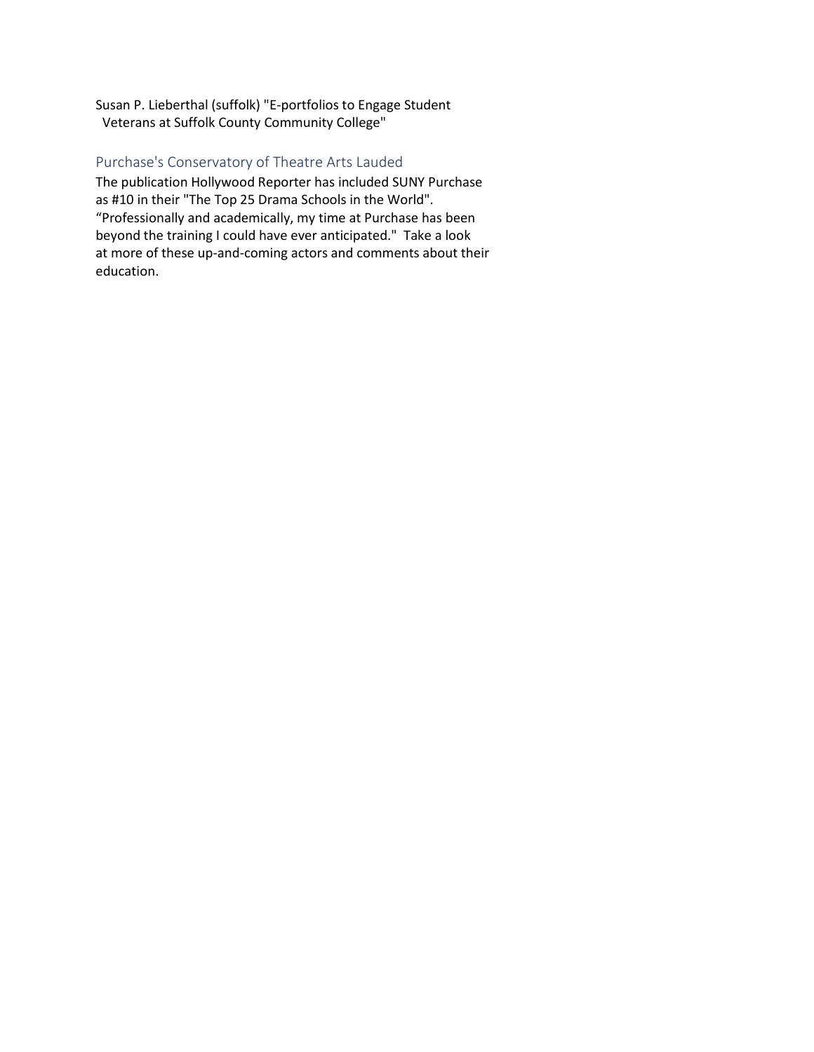Susan P. Lieberthal (suffolk) "E-portfolios to Engage Student Veterans at Suffolk County Community College"

## Purchase's Conservatory of Theatre Arts Lauded

The publication Hollywood Reporter has included SUNY Purchase as #10 in their "The Top 25 Drama Schools in the World". “Professionally and academically, my time at Purchase has been beyond the training I could have ever anticipated." Take a look at more of these up-and-coming actors and comments about their education.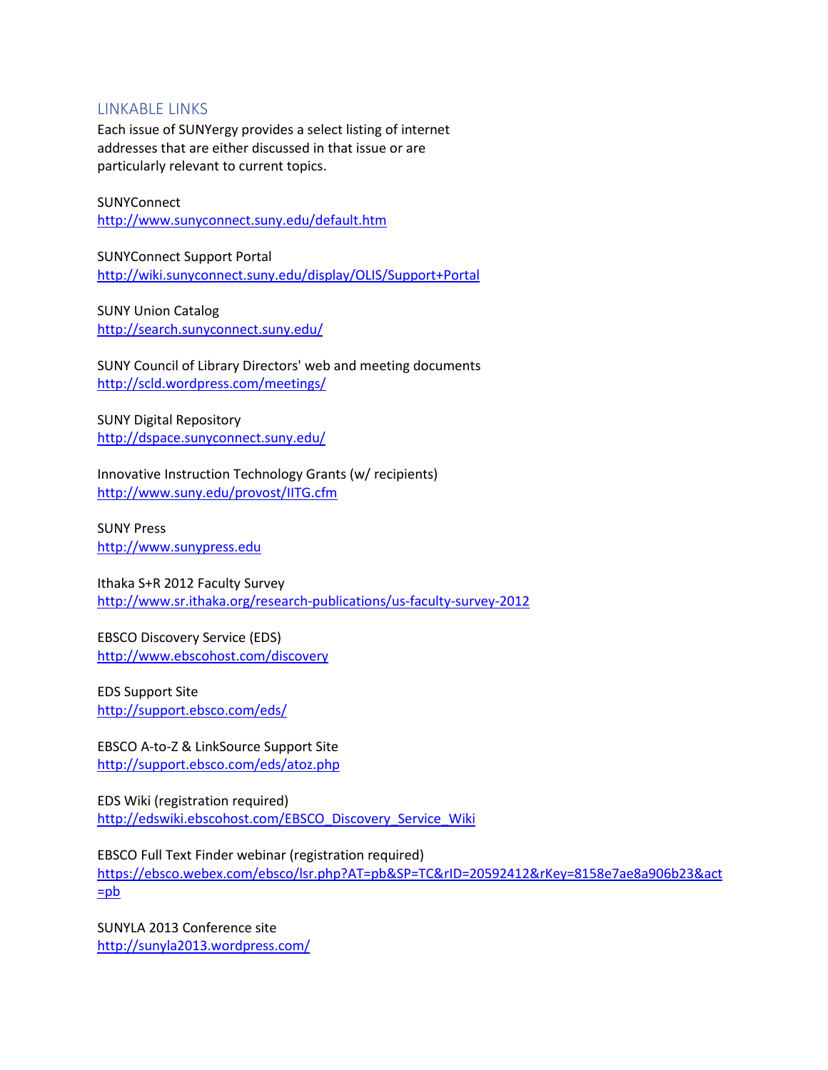## LINKABLE LINKS

Each issue of SUNYergy provides a select listing of internet addresses that are either discussed in that issue or are particularly relevant to current topics.

SUNYConnect
http://www.sunyconnect.suny.edu/default.htm

SUNYConnect Support Portal
http://wiki.sunyconnect.suny.edu/display/OLIS/Support+Portal

SUNY Union Catalog
http://search.sunyconnect.suny.edu/

SUNY Council of Library Directors' web and meeting documents
http://scld.wordpress.com/meetings/

SUNY Digital Repository
http://dspace.sunyconnect.suny.edu/

Innovative Instruction Technology Grants (w/ recipients)
http://www.suny.edu/provost/IITG.cfm

SUNY Press
http://www.sunypress.edu

Ithaka S+R 2012 Faculty Survey
http://www.sr.ithaka.org/research-publications/us-faculty-survey-2012

EBSCO Discovery Service (EDS)
http://www.ebscohost.com/discovery

EDS Support Site
http://support.ebsco.com/eds/

EBSCO A-to-Z & LinkSource Support Site
http://support.ebsco.com/eds/atoz.php

EDS Wiki (registration required)
http://edswiki.ebscohost.com/EBSCO_Discovery_Service_Wiki

EBSCO Full Text Finder webinar (registration required)
https://ebsco.webex.com/ebsco/lsr.php?AT=pb&SP=TC&rID=20592412&rKey=8158e7ae8a906b23&act=pb

SUNYLA 2013 Conference site
http://sunyla2013.wordpress.com/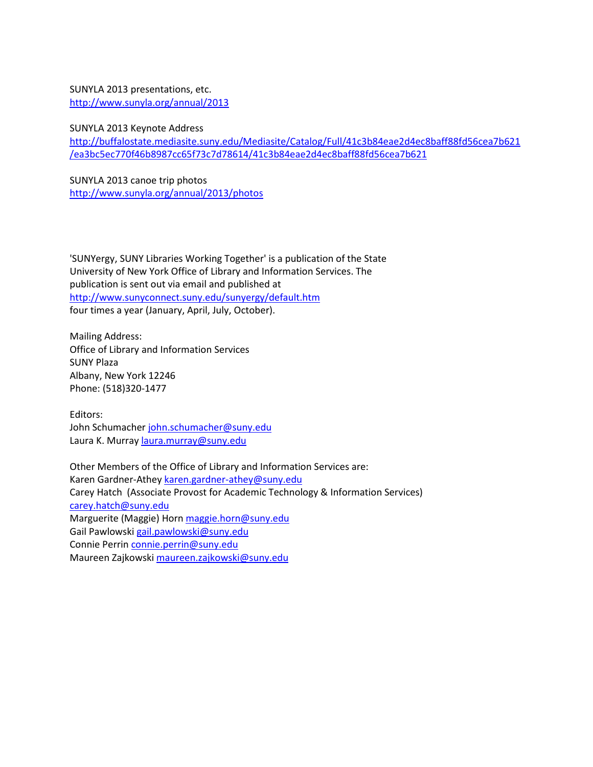SUNYLA 2013 presentations, etc.
http://www.sunyla.org/annual/2013

SUNYLA 2013 Keynote Address
http://buffalostate.mediasite.suny.edu/Mediasite/Catalog/Full/41c3b84eae2d4ec8baff88fd56cea7b621/ea3bc5ec770f46b8987cc65f73c7d78614/41c3b84eae2d4ec8baff88fd56cea7b621

SUNYLA 2013 canoe trip photos
http://www.sunyla.org/annual/2013/photos

'SUNYergy, SUNY Libraries Working Together' is a publication of the State University of New York Office of Library and Information Services. The publication is sent out via email and published at http://www.sunyconnect.suny.edu/sunyergy/default.htm four times a year (January, April, July, October).

Mailing Address:
Office of Library and Information Services
SUNY Plaza
Albany, New York 12246
Phone: (518)320-1477

Editors:
John Schumacher john.schumacher@suny.edu
Laura K. Murray laura.murray@suny.edu

Other Members of the Office of Library and Information Services are:
Karen Gardner-Athey karen.gardner-athey@suny.edu
Carey Hatch (Associate Provost for Academic Technology & Information Services) carey.hatch@suny.edu
Marguerite (Maggie) Horn maggie.horn@suny.edu
Gail Pawlowski gail.pawlowski@suny.edu
Connie Perrin connie.perrin@suny.edu
Maureen Zajkowski maureen.zajkowski@suny.edu